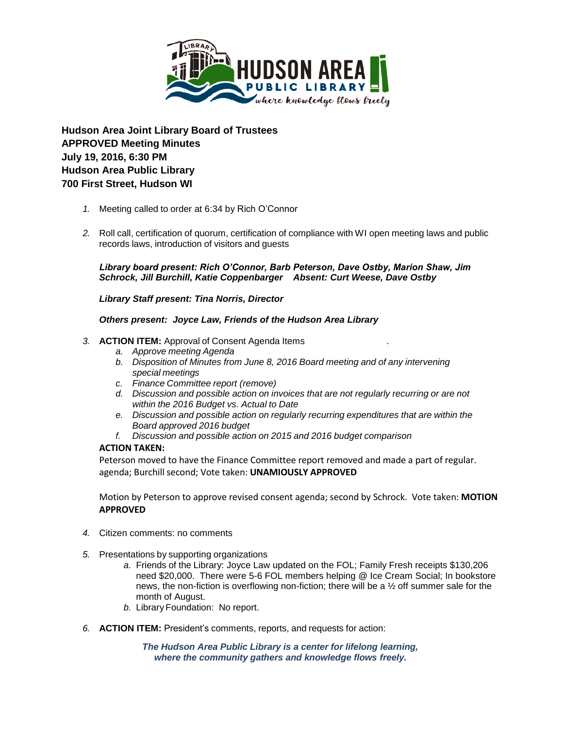**Hudson Area Joint Library Board of Trustees**
**APPROVED Meeting Minutes**
**July 19, 2016, 6:30 PM**
**Hudson Area Public Library**
**700 First Street, Hudson WI**

1. Meeting called to order at 6:34 by Rich O'Connor

2. Roll call, certification of quorum, certification of compliance with WI open meeting laws and public records laws, introduction of visitors and guests

   ***Library board present: Rich O'Connor, Barb Peterson, Dave Ostby, Marion Shaw, Jim Schrock, Jill Burchill, Katie Coppenbarger    Absent: Curt Weese, Dave Ostby***

   ***Library Staff present: Tina Norris, Director***

   ***Others present: Joyce Law, Friends of the Hudson Area Library***

3. **ACTION ITEM:** Approval of Consent Agenda Items .
   a. *Approve meeting Agenda*
   b. *Disposition of Minutes from June 8, 2016 Board meeting and of any intervening special meetings*
   c. *Finance Committee report (remove)*
   d. *Discussion and possible action on invoices that are not regularly recurring or are not within the 2016 Budget vs. Actual to Date*
   e. *Discussion and possible action on regularly recurring expenditures that are within the Board approved 2016 budget*
   f. *Discussion and possible action on 2015 and 2016 budget comparison*

   **ACTION TAKEN:**
   Peterson moved to have the Finance Committee report removed and made a part of regular. agenda; Burchill second; Vote taken: **UNAMIOUSLY APPROVED**

   Motion by Peterson to approve revised consent agenda; second by Schrock. Vote taken: **MOTION APPROVED**

4. Citizen comments: no comments

5. Presentations by supporting organizations
   a. Friends of the Library: Joyce Law updated on the FOL; Family Fresh receipts $130,206 need $20,000. There were 5-6 FOL members helping @ Ice Cream Social; In bookstore news, the non-fiction is overflowing non-fiction; there will be a ½ off summer sale for the month of August.
   b. Library Foundation: No report.

6. **ACTION ITEM:** President's comments, reports, and requests for action:

***The Hudson Area Public Library is a center for lifelong learning, where the community gathers and knowledge flows freely.***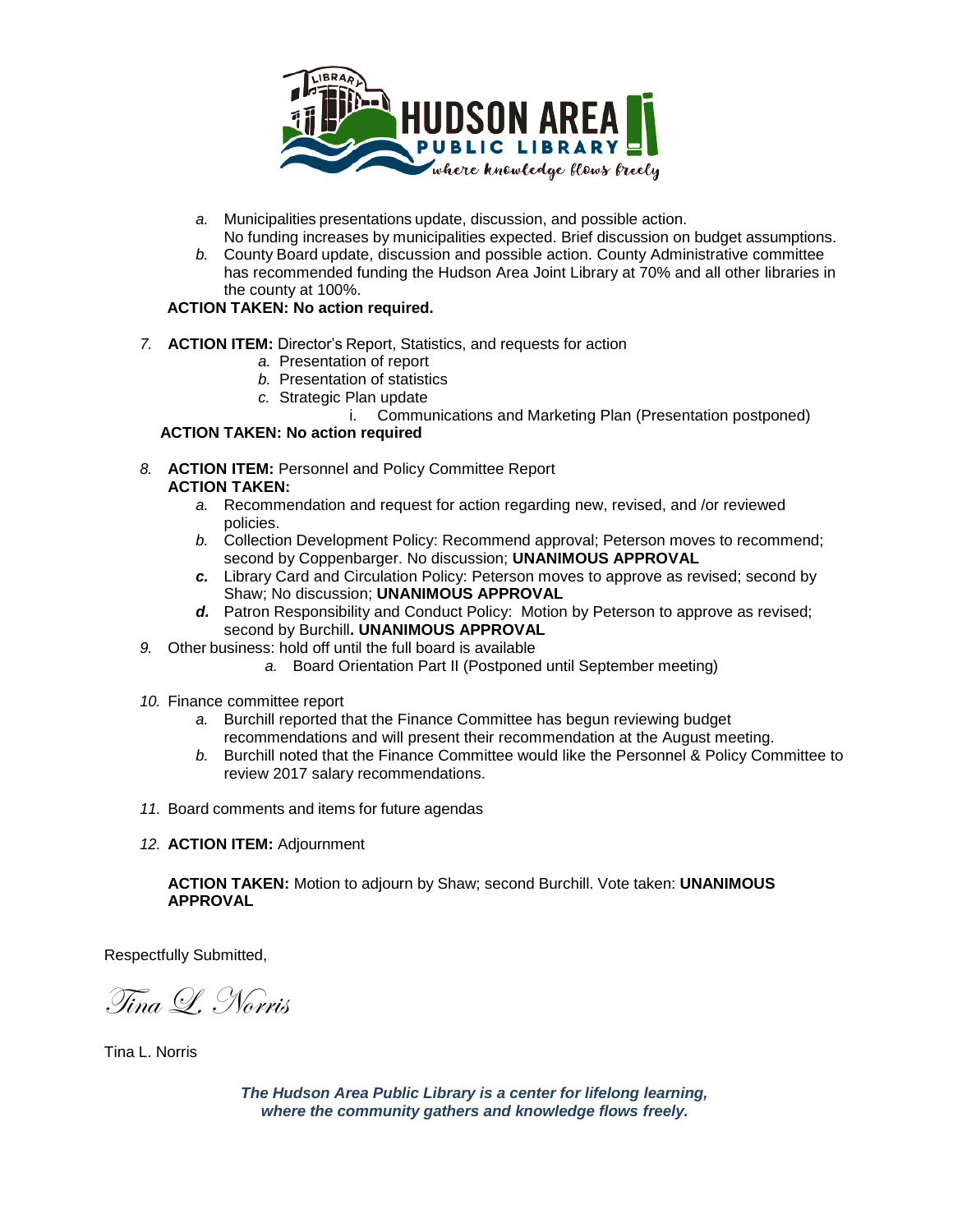a. Municipalities presentations update, discussion, and possible action.
   No funding increases by municipalities expected. Brief discussion on budget assumptions.
b. County Board update, discussion and possible action. County Administrative committee has recommended funding the Hudson Area Joint Library at 70% and all other libraries in the county at 100%.

**ACTION TAKEN: No action required.**

7. **ACTION ITEM:** Director's Report, Statistics, and requests for action
   a. Presentation of report
   b. Presentation of statistics
   c. Strategic Plan update
      i. Communications and Marketing Plan (Presentation postponed)

**ACTION TAKEN: No action required**

8. **ACTION ITEM:** Personnel and Policy Committee Report
   **ACTION TAKEN:**
   a. Recommendation and request for action regarding new, revised, and /or reviewed policies.
   b. Collection Development Policy: Recommend approval; Peterson moves to recommend; second by Coppenbarger. No discussion; **UNANIMOUS APPROVAL**
   c. Library Card and Circulation Policy: Peterson moves to approve as revised; second by Shaw; No discussion; **UNANIMOUS APPROVAL**
   d. Patron Responsibility and Conduct Policy: Motion by Peterson to approve as revised; second by Burchill**. UNANIMOUS APPROVAL**
9. Other business: hold off until the full board is available
   a. Board Orientation Part II (Postponed until September meeting)

10. Finance committee report
    a. Burchill reported that the Finance Committee has begun reviewing budget recommendations and will present their recommendation at the August meeting.
    b. Burchill noted that the Finance Committee would like the Personnel & Policy Committee to review 2017 salary recommendations.

11. Board comments and items for future agendas

12. **ACTION ITEM:** Adjournment

    **ACTION TAKEN:** Motion to adjourn by Shaw; second Burchill. Vote taken: **UNANIMOUS APPROVAL**

Respectfully Submitted,

*Tina L. Norris*

Tina L. Norris

***The Hudson Area Public Library is a center for lifelong learning, where the community gathers and knowledge flows freely.***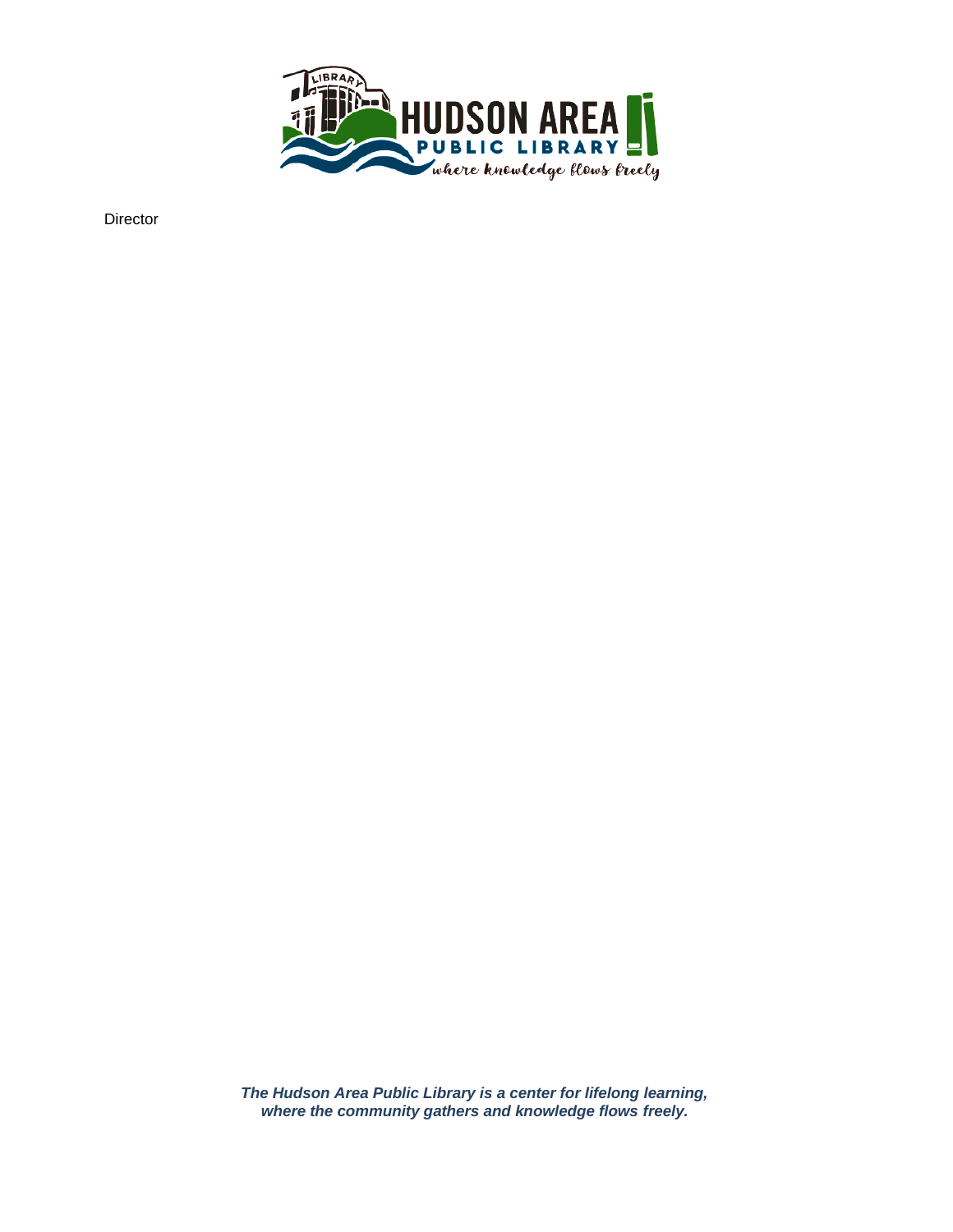Director

***The Hudson Area Public Library is a center for lifelong learning, where the community gathers and knowledge flows freely.***